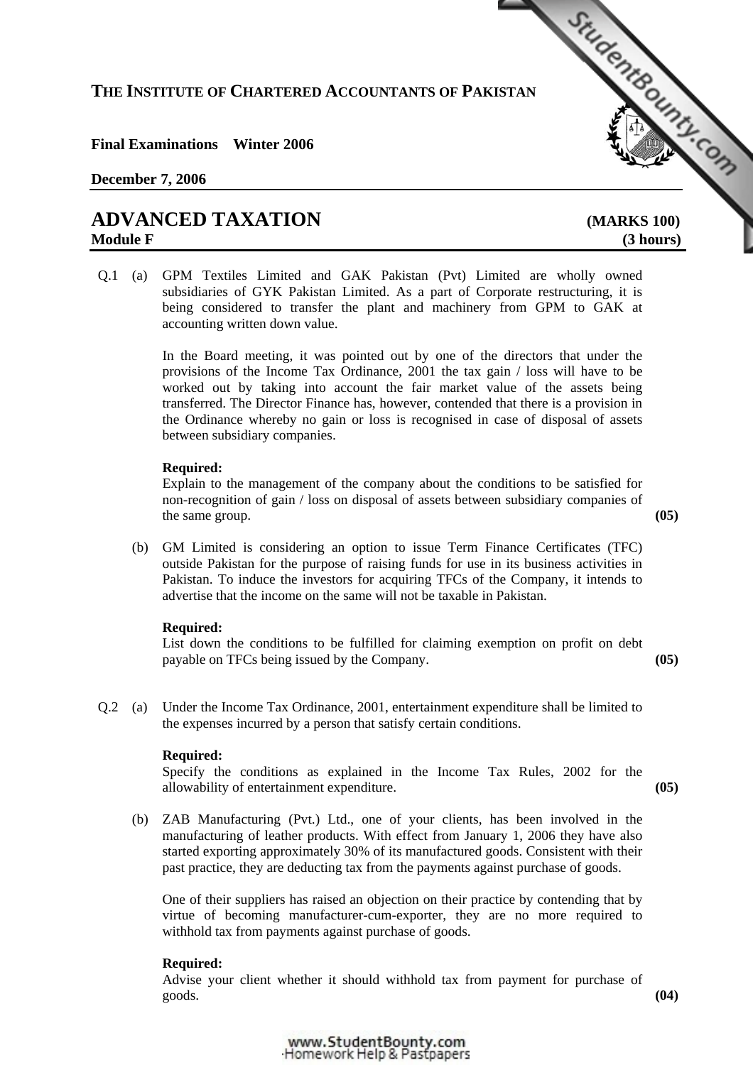**THE INSTITUTE OF CHARTERED ACCOUNTANTS OF PAKISTAN**

**Final Examinations Winter 2006**

**December 7, 2006**

# ADVANCED TAXATION (MARKS 100)

**Module F (3 hours)**

Q.1 (a) GPM Textiles Limited and GAK Pakistan (Pvt) Limited are wholly owned subsidiaries of GYK Pakistan Limited. As a part of Corporate restructuring, it is being considered to transfer the plant and machinery from GPM to GAK at accounting written down value.

In the Board meeting, it was pointed out by one of the directors that under the provisions of the Income Tax Ordinance, 2001 the tax gain / loss will have to be worked out by taking into account the fair market value of the assets being transferred. The Director Finance has, however, contended that there is a provision in the Ordinance whereby no gain or loss is recognised in case of disposal of assets between subsidiary companies.

**Required:**
Explain to the management of the company about the conditions to be satisfied for non-recognition of gain / loss on disposal of assets between subsidiary companies of the same group. **(05)**

(b) GM Limited is considering an option to issue Term Finance Certificates (TFC) outside Pakistan for the purpose of raising funds for use in its business activities in Pakistan. To induce the investors for acquiring TFCs of the Company, it intends to advertise that the income on the same will not be taxable in Pakistan.

**Required:**
List down the conditions to be fulfilled for claiming exemption on profit on debt payable on TFCs being issued by the Company. **(05)**

Q.2 (a) Under the Income Tax Ordinance, 2001, entertainment expenditure shall be limited to the expenses incurred by a person that satisfy certain conditions.

**Required:**
Specify the conditions as explained in the Income Tax Rules, 2002 for the allowability of entertainment expenditure. **(05)**

(b) ZAB Manufacturing (Pvt.) Ltd., one of your clients, has been involved in the manufacturing of leather products. With effect from January 1, 2006 they have also started exporting approximately 30% of its manufactured goods. Consistent with their past practice, they are deducting tax from the payments against purchase of goods.

One of their suppliers has raised an objection on their practice by contending that by virtue of becoming manufacturer-cum-exporter, they are no more required to withhold tax from payments against purchase of goods.

**Required:**
Advise your client whether it should withhold tax from payment for purchase of goods. **(04)**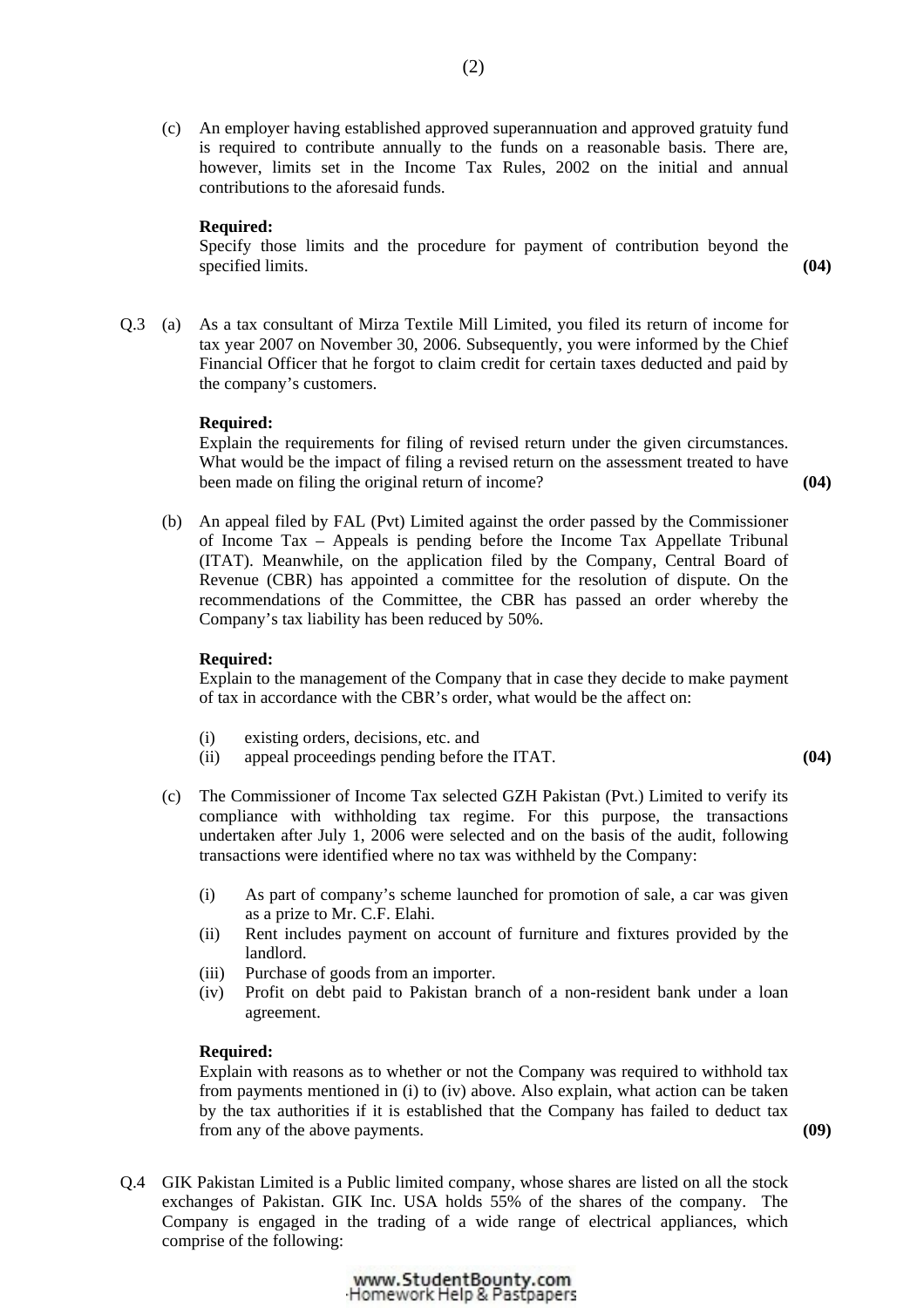(c) An employer having established approved superannuation and approved gratuity fund is required to contribute annually to the funds on a reasonable basis. There are, however, limits set in the Income Tax Rules, 2002 on the initial and annual contributions to the aforesaid funds.

**Required:**
Specify those limits and the procedure for payment of contribution beyond the specified limits. **(04)**

Q.3 (a) As a tax consultant of Mirza Textile Mill Limited, you filed its return of income for tax year 2007 on November 30, 2006. Subsequently, you were informed by the Chief Financial Officer that he forgot to claim credit for certain taxes deducted and paid by the company's customers.

**Required:**
Explain the requirements for filing of revised return under the given circumstances. What would be the impact of filing a revised return on the assessment treated to have been made on filing the original return of income? **(04)**

(b) An appeal filed by FAL (Pvt) Limited against the order passed by the Commissioner of Income Tax – Appeals is pending before the Income Tax Appellate Tribunal (ITAT). Meanwhile, on the application filed by the Company, Central Board of Revenue (CBR) has appointed a committee for the resolution of dispute. On the recommendations of the Committee, the CBR has passed an order whereby the Company's tax liability has been reduced by 50%.

**Required:**
Explain to the management of the Company that in case they decide to make payment of tax in accordance with the CBR's order, what would be the affect on:

(i) existing orders, decisions, etc. and
(ii) appeal proceedings pending before the ITAT. **(04)**

(c) The Commissioner of Income Tax selected GZH Pakistan (Pvt.) Limited to verify its compliance with withholding tax regime. For this purpose, the transactions undertaken after July 1, 2006 were selected and on the basis of the audit, following transactions were identified where no tax was withheld by the Company:

(i) As part of company's scheme launched for promotion of sale, a car was given as a prize to Mr. C.F. Elahi.
(ii) Rent includes payment on account of furniture and fixtures provided by the landlord.
(iii) Purchase of goods from an importer.
(iv) Profit on debt paid to Pakistan branch of a non-resident bank under a loan agreement.

**Required:**
Explain with reasons as to whether or not the Company was required to withhold tax from payments mentioned in (i) to (iv) above. Also explain, what action can be taken by the tax authorities if it is established that the Company has failed to deduct tax from any of the above payments. **(09)**

Q.4 GIK Pakistan Limited is a Public limited company, whose shares are listed on all the stock exchanges of Pakistan. GIK Inc. USA holds 55% of the shares of the company. The Company is engaged in the trading of a wide range of electrical appliances, which comprise of the following: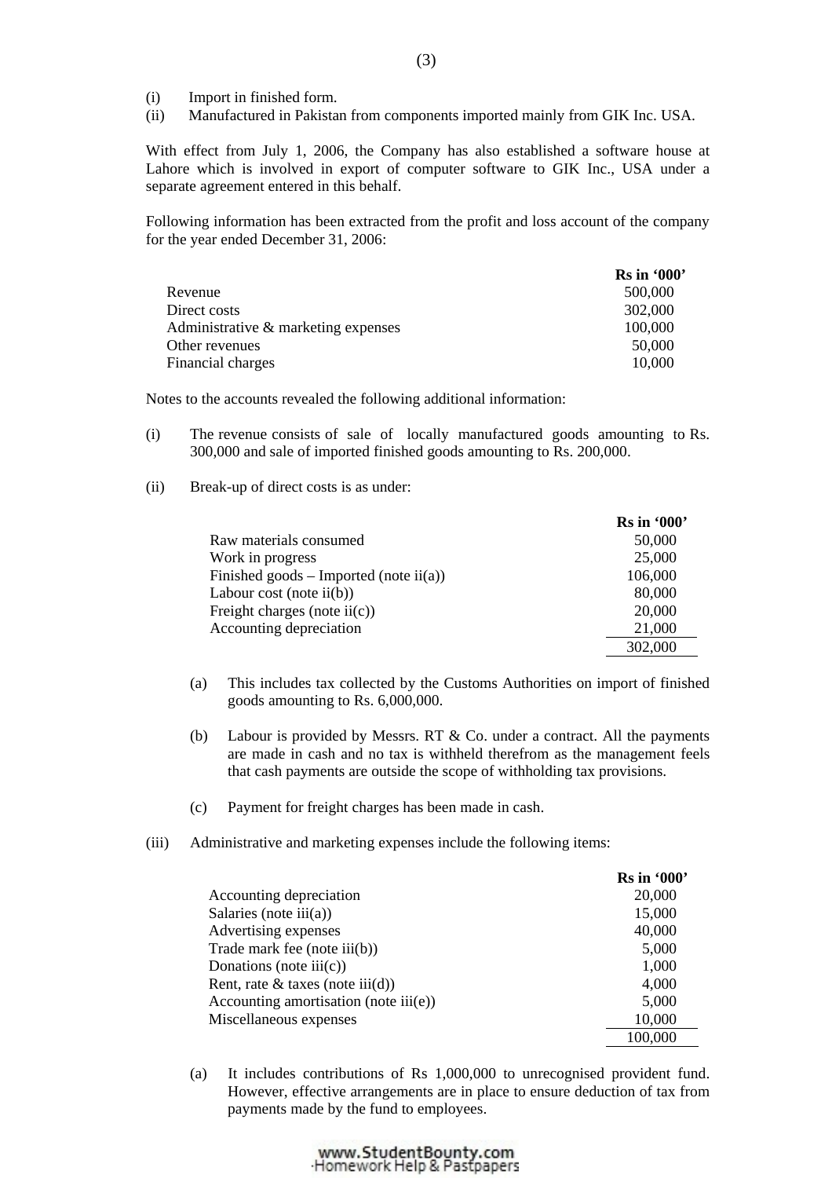(i) Import in finished form.
(ii) Manufactured in Pakistan from components imported mainly from GIK Inc. USA.

With effect from July 1, 2006, the Company has also established a software house at Lahore which is involved in export of computer software to GIK Inc., USA under a separate agreement entered in this behalf.

Following information has been extracted from the profit and loss account of the company for the year ended December 31, 2006:

| | Rs in '000' |
|---|---|
| Revenue | 500,000 |
| Direct costs | 302,000 |
| Administrative & marketing expenses | 100,000 |
| Other revenues | 50,000 |
| Financial charges | 10,000 |

Notes to the accounts revealed the following additional information:

(i) The revenue consists of sale of locally manufactured goods amounting to Rs. 300,000 and sale of imported finished goods amounting to Rs. 200,000.

(ii) Break-up of direct costs is as under:

| | Rs in '000' |
|---|---|
| Raw materials consumed | 50,000 |
| Work in progress | 25,000 |
| Finished goods – Imported (note ii(a)) | 106,000 |
| Labour cost (note ii(b)) | 80,000 |
| Freight charges (note ii(c)) | 20,000 |
| Accounting depreciation | 21,000 |
| | 302,000 |

(a) This includes tax collected by the Customs Authorities on import of finished goods amounting to Rs. 6,000,000.

(b) Labour is provided by Messrs. RT & Co. under a contract. All the payments are made in cash and no tax is withheld therefrom as the management feels that cash payments are outside the scope of withholding tax provisions.

(c) Payment for freight charges has been made in cash.

(iii) Administrative and marketing expenses include the following items:

| | Rs in '000' |
|---|---|
| Accounting depreciation | 20,000 |
| Salaries (note iii(a)) | 15,000 |
| Advertising expenses | 40,000 |
| Trade mark fee (note iii(b)) | 5,000 |
| Donations (note iii(c)) | 1,000 |
| Rent, rate & taxes (note iii(d)) | 4,000 |
| Accounting amortisation (note iii(e)) | 5,000 |
| Miscellaneous expenses | 10,000 |
| | 100,000 |

(a) It includes contributions of Rs 1,000,000 to unrecognised provident fund. However, effective arrangements are in place to ensure deduction of tax from payments made by the fund to employees.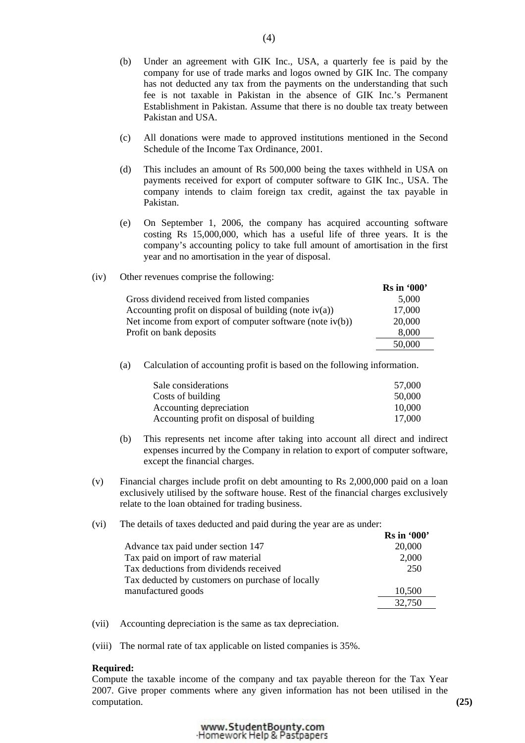(b) Under an agreement with GIK Inc., USA, a quarterly fee is paid by the company for use of trade marks and logos owned by GIK Inc. The company has not deducted any tax from the payments on the understanding that such fee is not taxable in Pakistan in the absence of GIK Inc.'s Permanent Establishment in Pakistan. Assume that there is no double tax treaty between Pakistan and USA.

(c) All donations were made to approved institutions mentioned in the Second Schedule of the Income Tax Ordinance, 2001.

(d) This includes an amount of Rs 500,000 being the taxes withheld in USA on payments received for export of computer software to GIK Inc., USA. The company intends to claim foreign tax credit, against the tax payable in Pakistan.

(e) On September 1, 2006, the company has acquired accounting software costing Rs 15,000,000, which has a useful life of three years. It is the company's accounting policy to take full amount of amortisation in the first year and no amortisation in the year of disposal.

(iv) Other revenues comprise the following:

| | Rs in '000' |
|---|---|
| Gross dividend received from listed companies | 5,000 |
| Accounting profit on disposal of building (note iv(a)) | 17,000 |
| Net income from export of computer software (note iv(b)) | 20,000 |
| Profit on bank deposits | 8,000 |
| | 50,000 |

(a) Calculation of accounting profit is based on the following information.

| | |
|---|---|
| Sale considerations | 57,000 |
| Costs of building | 50,000 |
| Accounting depreciation | 10,000 |
| Accounting profit on disposal of building | 17,000 |

(b) This represents net income after taking into account all direct and indirect expenses incurred by the Company in relation to export of computer software, except the financial charges.

(v) Financial charges include profit on debt amounting to Rs 2,000,000 paid on a loan exclusively utilised by the software house. Rest of the financial charges exclusively relate to the loan obtained for trading business.

(vi) The details of taxes deducted and paid during the year are as under:

| | Rs in '000' |
|---|---|
| Advance tax paid under section 147 | 20,000 |
| Tax paid on import of raw material | 2,000 |
| Tax deductions from dividends received | 250 |
| Tax deducted by customers on purchase of locally manufactured goods | 10,500 |
| | 32,750 |

(vii) Accounting depreciation is the same as tax depreciation.

(viii) The normal rate of tax applicable on listed companies is 35%.

**Required:**

Compute the taxable income of the company and tax payable thereon for the Tax Year 2007. Give proper comments where any given information has not been utilised in the computation. **(25)**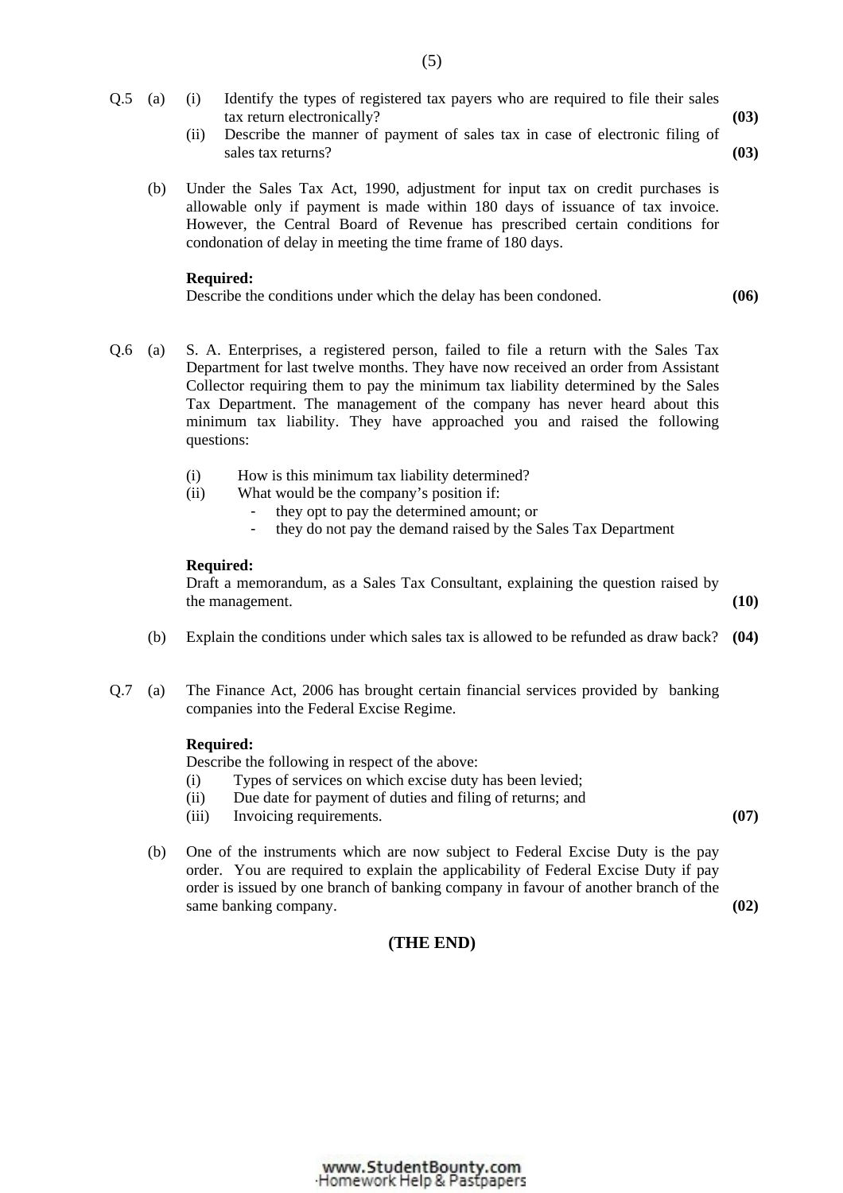Q.5 (a) (i) Identify the types of registered tax payers who are required to file their sales tax return electronically? **(03)**

(ii) Describe the manner of payment of sales tax in case of electronic filing of sales tax returns? **(03)**

(b) Under the Sales Tax Act, 1990, adjustment for input tax on credit purchases is allowable only if payment is made within 180 days of issuance of tax invoice. However, the Central Board of Revenue has prescribed certain conditions for condonation of delay in meeting the time frame of 180 days.

**Required:**
Describe the conditions under which the delay has been condoned. **(06)**

Q.6 (a) S. A. Enterprises, a registered person, failed to file a return with the Sales Tax Department for last twelve months. They have now received an order from Assistant Collector requiring them to pay the minimum tax liability determined by the Sales Tax Department. The management of the company has never heard about this minimum tax liability. They have approached you and raised the following questions:

(i) How is this minimum tax liability determined?

(ii) What would be the company's position if:
- they opt to pay the determined amount; or
- they do not pay the demand raised by the Sales Tax Department

**Required:**
Draft a memorandum, as a Sales Tax Consultant, explaining the question raised by the management. **(10)**

(b) Explain the conditions under which sales tax is allowed to be refunded as draw back? **(04)**

Q.7 (a) The Finance Act, 2006 has brought certain financial services provided by banking companies into the Federal Excise Regime.

**Required:**
Describe the following in respect of the above:

(i) Types of services on which excise duty has been levied;

(ii) Due date for payment of duties and filing of returns; and

(iii) Invoicing requirements. **(07)**

(b) One of the instruments which are now subject to Federal Excise Duty is the pay order. You are required to explain the applicability of Federal Excise Duty if pay order is issued by one branch of banking company in favour of another branch of the same banking company. **(02)**

**(THE END)**